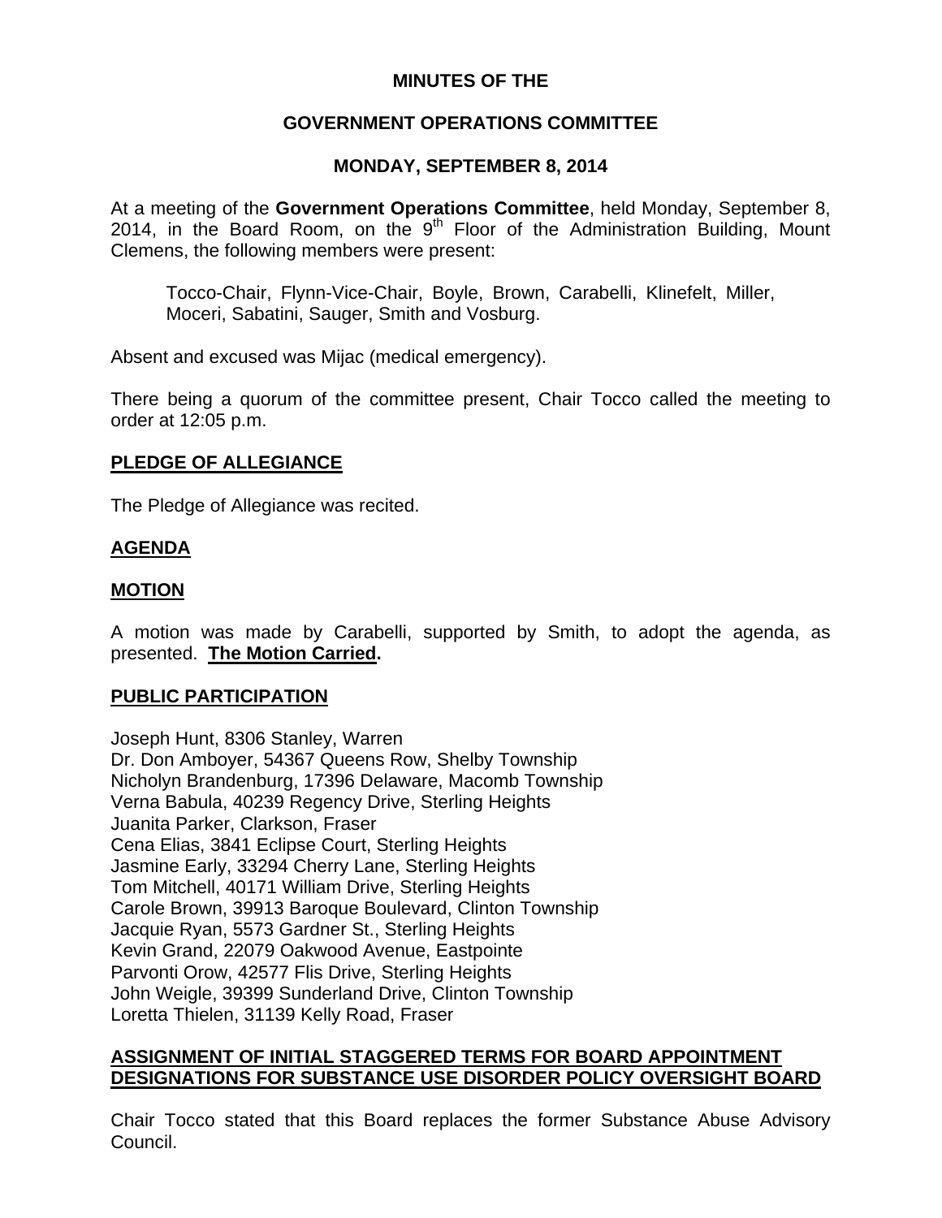**MINUTES OF THE**

**GOVERNMENT OPERATIONS COMMITTEE**

**MONDAY, SEPTEMBER 8, 2014**

At a meeting of the **Government Operations Committee**, held Monday, September 8, 2014, in the Board Room, on the 9th Floor of the Administration Building, Mount Clemens, the following members were present:

> Tocco-Chair, Flynn-Vice-Chair, Boyle, Brown, Carabelli, Klinefelt, Miller, Moceri, Sabatini, Sauger, Smith and Vosburg.

Absent and excused was Mijac (medical emergency).

There being a quorum of the committee present, Chair Tocco called the meeting to order at 12:05 p.m.

**PLEDGE OF ALLEGIANCE**

The Pledge of Allegiance was recited.

**AGENDA**

**MOTION**

A motion was made by Carabelli, supported by Smith, to adopt the agenda, as presented. **The Motion Carried.**

**PUBLIC PARTICIPATION**

Joseph Hunt, 8306 Stanley, Warren
Dr. Don Amboyer, 54367 Queens Row, Shelby Township
Nicholyn Brandenburg, 17396 Delaware, Macomb Township
Verna Babula, 40239 Regency Drive, Sterling Heights
Juanita Parker, Clarkson, Fraser
Cena Elias, 3841 Eclipse Court, Sterling Heights
Jasmine Early, 33294 Cherry Lane, Sterling Heights
Tom Mitchell, 40171 William Drive, Sterling Heights
Carole Brown, 39913 Baroque Boulevard, Clinton Township
Jacquie Ryan, 5573 Gardner St., Sterling Heights
Kevin Grand, 22079 Oakwood Avenue, Eastpointe
Parvonti Orow, 42577 Flis Drive, Sterling Heights
John Weigle, 39399 Sunderland Drive, Clinton Township
Loretta Thielen, 31139 Kelly Road, Fraser

**ASSIGNMENT OF INITIAL STAGGERED TERMS FOR BOARD APPOINTMENT DESIGNATIONS FOR SUBSTANCE USE DISORDER POLICY OVERSIGHT BOARD**

Chair Tocco stated that this Board replaces the former Substance Abuse Advisory Council.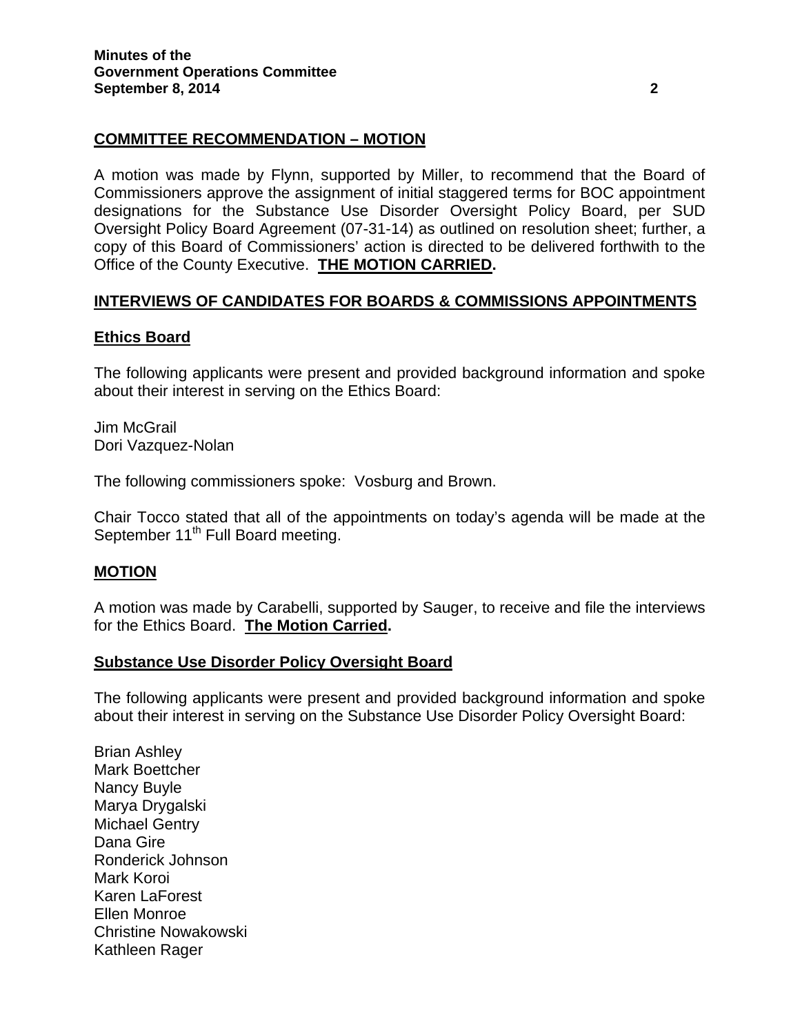**COMMITTEE RECOMMENDATION – MOTION**

A motion was made by Flynn, supported by Miller, to recommend that the Board of Commissioners approve the assignment of initial staggered terms for BOC appointment designations for the Substance Use Disorder Oversight Policy Board, per SUD Oversight Policy Board Agreement (07-31-14) as outlined on resolution sheet; further, a copy of this Board of Commissioners' action is directed to be delivered forthwith to the Office of the County Executive. **THE MOTION CARRIED.**

**INTERVIEWS OF CANDIDATES FOR BOARDS & COMMISSIONS APPOINTMENTS**

**Ethics Board**

The following applicants were present and provided background information and spoke about their interest in serving on the Ethics Board:

Jim McGrail
Dori Vazquez-Nolan

The following commissioners spoke: Vosburg and Brown.

Chair Tocco stated that all of the appointments on today's agenda will be made at the September 11th Full Board meeting.

**MOTION**

A motion was made by Carabelli, supported by Sauger, to receive and file the interviews for the Ethics Board. **The Motion Carried.**

**Substance Use Disorder Policy Oversight Board**

The following applicants were present and provided background information and spoke about their interest in serving on the Substance Use Disorder Policy Oversight Board:

Brian Ashley
Mark Boettcher
Nancy Buyle
Marya Drygalski
Michael Gentry
Dana Gire
Ronderick Johnson
Mark Koroi
Karen LaForest
Ellen Monroe
Christine Nowakowski
Kathleen Rager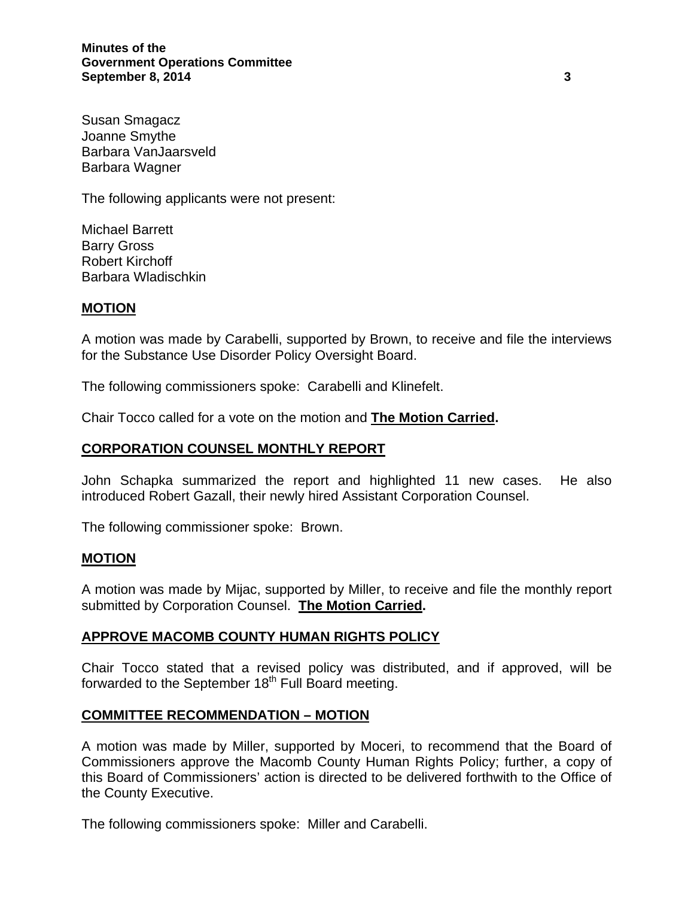Susan Smagacz
Joanne Smythe
Barbara VanJaarsveld
Barbara Wagner

The following applicants were not present:

Michael Barrett
Barry Gross
Robert Kirchoff
Barbara Wladischkin

## MOTION

A motion was made by Carabelli, supported by Brown, to receive and file the interviews for the Substance Use Disorder Policy Oversight Board.

The following commissioners spoke: Carabelli and Klinefelt.

Chair Tocco called for a vote on the motion and **The Motion Carried.**

## CORPORATION COUNSEL MONTHLY REPORT

John Schapka summarized the report and highlighted 11 new cases. He also introduced Robert Gazall, their newly hired Assistant Corporation Counsel.

The following commissioner spoke: Brown.

## MOTION

A motion was made by Mijac, supported by Miller, to receive and file the monthly report submitted by Corporation Counsel. **The Motion Carried.**

## APPROVE MACOMB COUNTY HUMAN RIGHTS POLICY

Chair Tocco stated that a revised policy was distributed, and if approved, will be forwarded to the September 18th Full Board meeting.

## COMMITTEE RECOMMENDATION – MOTION

A motion was made by Miller, supported by Moceri, to recommend that the Board of Commissioners approve the Macomb County Human Rights Policy; further, a copy of this Board of Commissioners' action is directed to be delivered forthwith to the Office of the County Executive.

The following commissioners spoke: Miller and Carabelli.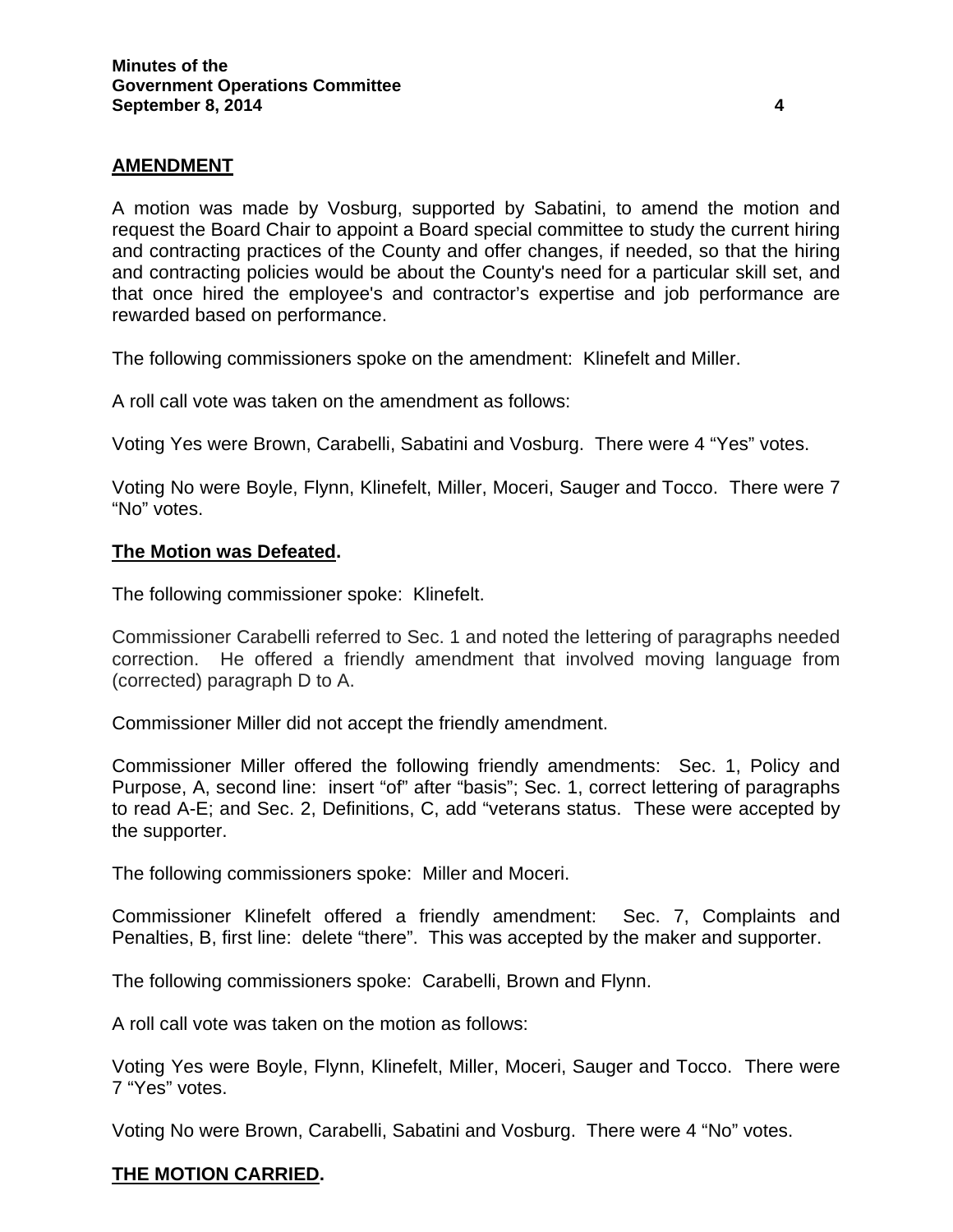**AMENDMENT**

A motion was made by Vosburg, supported by Sabatini, to amend the motion and request the Board Chair to appoint a Board special committee to study the current hiring and contracting practices of the County and offer changes, if needed, so that the hiring and contracting policies would be about the County's need for a particular skill set, and that once hired the employee's and contractor's expertise and job performance are rewarded based on performance.

The following commissioners spoke on the amendment: Klinefelt and Miller.

A roll call vote was taken on the amendment as follows:

Voting Yes were Brown, Carabelli, Sabatini and Vosburg. There were 4 "Yes" votes.

Voting No were Boyle, Flynn, Klinefelt, Miller, Moceri, Sauger and Tocco. There were 7 "No" votes.

**The Motion was Defeated.**

The following commissioner spoke: Klinefelt.

Commissioner Carabelli referred to Sec. 1 and noted the lettering of paragraphs needed correction. He offered a friendly amendment that involved moving language from (corrected) paragraph D to A.

Commissioner Miller did not accept the friendly amendment.

Commissioner Miller offered the following friendly amendments: Sec. 1, Policy and Purpose, A, second line: insert "of" after "basis"; Sec. 1, correct lettering of paragraphs to read A-E; and Sec. 2, Definitions, C, add "veterans status. These were accepted by the supporter.

The following commissioners spoke: Miller and Moceri.

Commissioner Klinefelt offered a friendly amendment: Sec. 7, Complaints and Penalties, B, first line: delete "there". This was accepted by the maker and supporter.

The following commissioners spoke: Carabelli, Brown and Flynn.

A roll call vote was taken on the motion as follows:

Voting Yes were Boyle, Flynn, Klinefelt, Miller, Moceri, Sauger and Tocco. There were 7 "Yes" votes.

Voting No were Brown, Carabelli, Sabatini and Vosburg. There were 4 "No" votes.

**THE MOTION CARRIED.**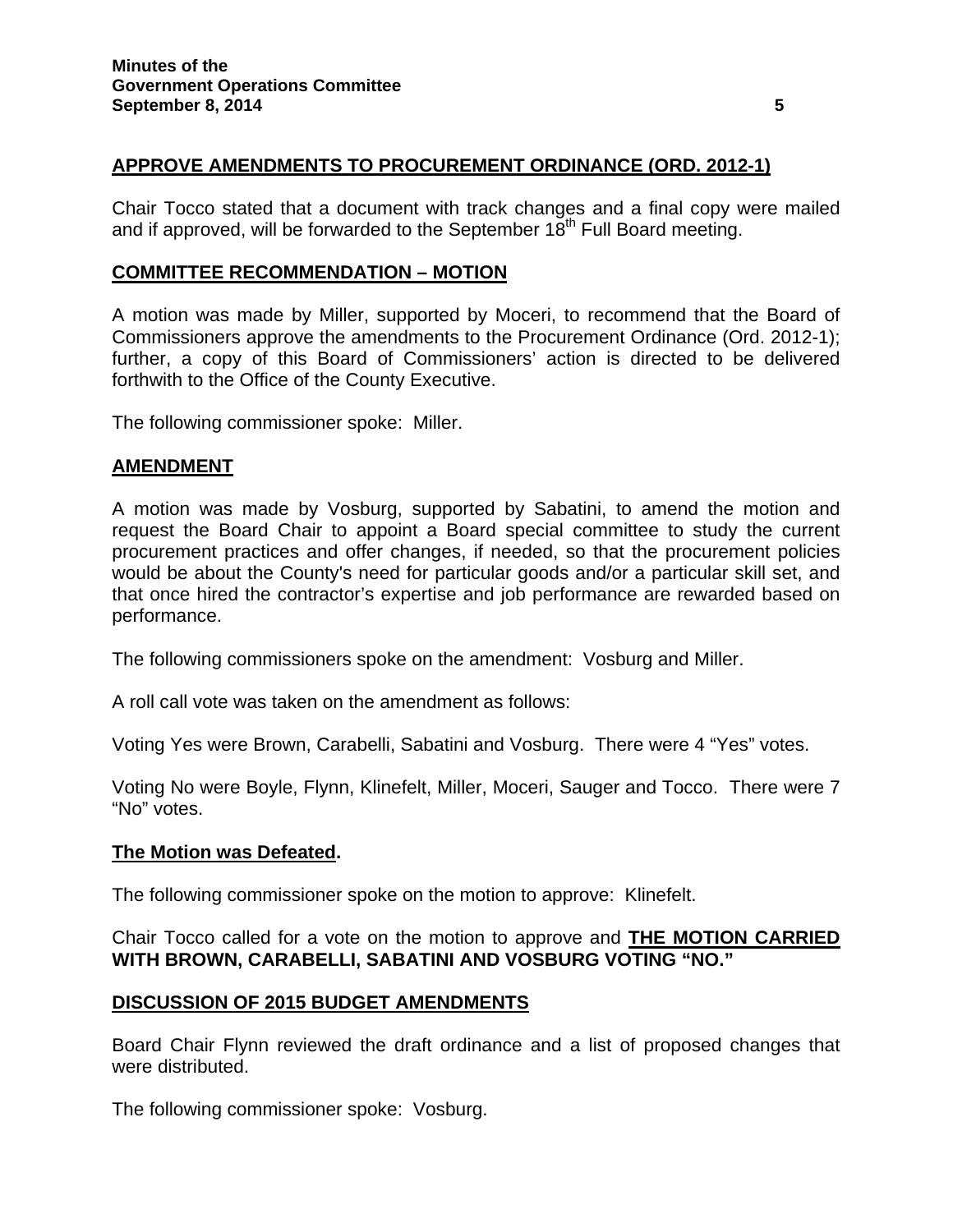**APPROVE AMENDMENTS TO PROCUREMENT ORDINANCE (ORD. 2012-1)**

Chair Tocco stated that a document with track changes and a final copy were mailed and if approved, will be forwarded to the September 18th Full Board meeting.

**COMMITTEE RECOMMENDATION – MOTION**

A motion was made by Miller, supported by Moceri, to recommend that the Board of Commissioners approve the amendments to the Procurement Ordinance (Ord. 2012-1); further, a copy of this Board of Commissioners' action is directed to be delivered forthwith to the Office of the County Executive.

The following commissioner spoke: Miller.

**AMENDMENT**

A motion was made by Vosburg, supported by Sabatini, to amend the motion and request the Board Chair to appoint a Board special committee to study the current procurement practices and offer changes, if needed, so that the procurement policies would be about the County's need for particular goods and/or a particular skill set, and that once hired the contractor's expertise and job performance are rewarded based on performance.

The following commissioners spoke on the amendment: Vosburg and Miller.

A roll call vote was taken on the amendment as follows:

Voting Yes were Brown, Carabelli, Sabatini and Vosburg. There were 4 "Yes" votes.

Voting No were Boyle, Flynn, Klinefelt, Miller, Moceri, Sauger and Tocco. There were 7 "No" votes.

**The Motion was Defeated.**

The following commissioner spoke on the motion to approve: Klinefelt.

Chair Tocco called for a vote on the motion to approve and **THE MOTION CARRIED WITH BROWN, CARABELLI, SABATINI AND VOSBURG VOTING "NO."**

**DISCUSSION OF 2015 BUDGET AMENDMENTS**

Board Chair Flynn reviewed the draft ordinance and a list of proposed changes that were distributed.

The following commissioner spoke: Vosburg.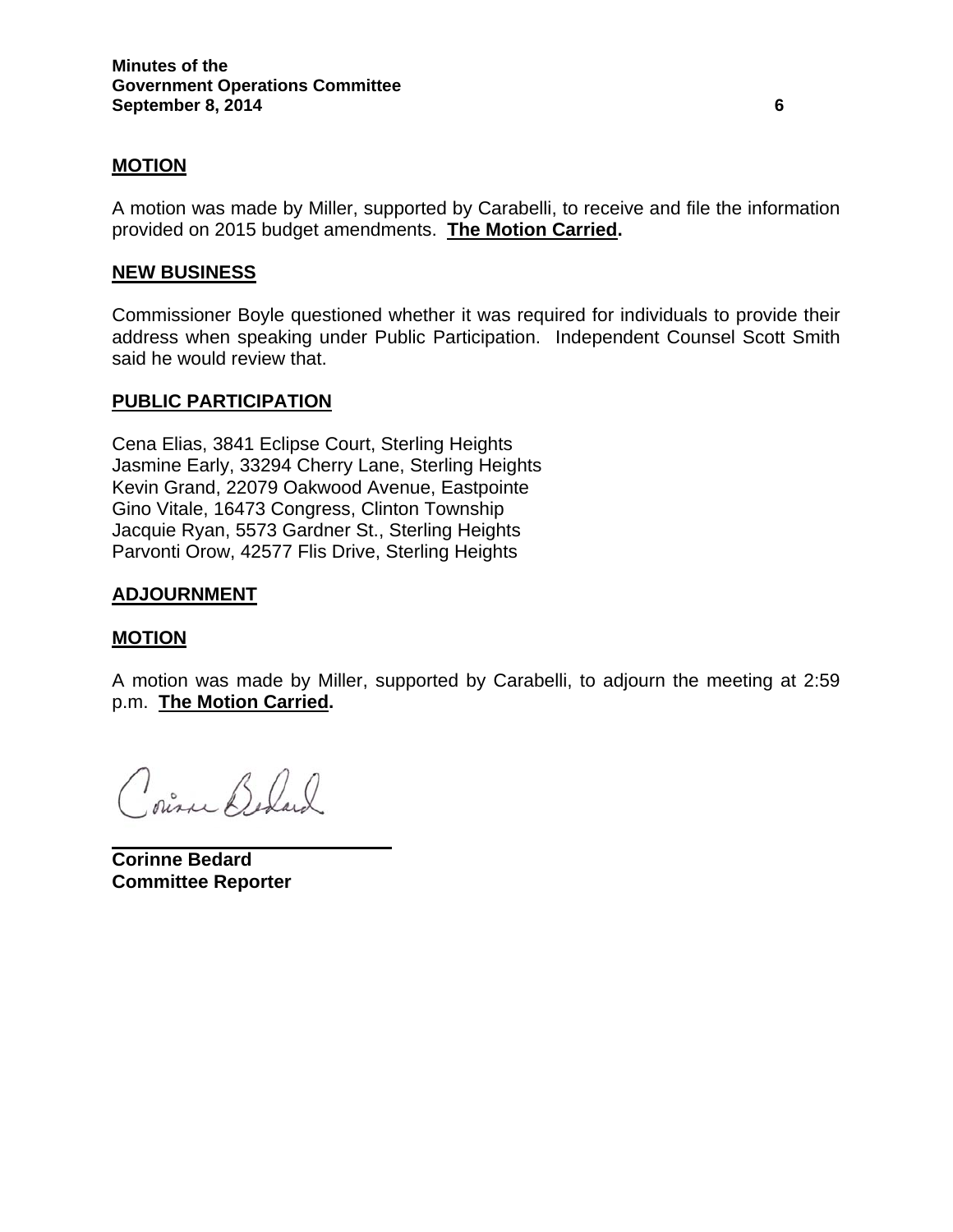**MOTION**

A motion was made by Miller, supported by Carabelli, to receive and file the information provided on 2015 budget amendments. **The Motion Carried.**

**NEW BUSINESS**

Commissioner Boyle questioned whether it was required for individuals to provide their address when speaking under Public Participation. Independent Counsel Scott Smith said he would review that.

**PUBLIC PARTICIPATION**

Cena Elias, 3841 Eclipse Court, Sterling Heights
Jasmine Early, 33294 Cherry Lane, Sterling Heights
Kevin Grand, 22079 Oakwood Avenue, Eastpointe
Gino Vitale, 16473 Congress, Clinton Township
Jacquie Ryan, 5573 Gardner St., Sterling Heights
Parvonti Orow, 42577 Flis Drive, Sterling Heights

**ADJOURNMENT**

**MOTION**

A motion was made by Miller, supported by Carabelli, to adjourn the meeting at 2:59 p.m. **The Motion Carried.**

**Corinne Bedard**
**Committee Reporter**